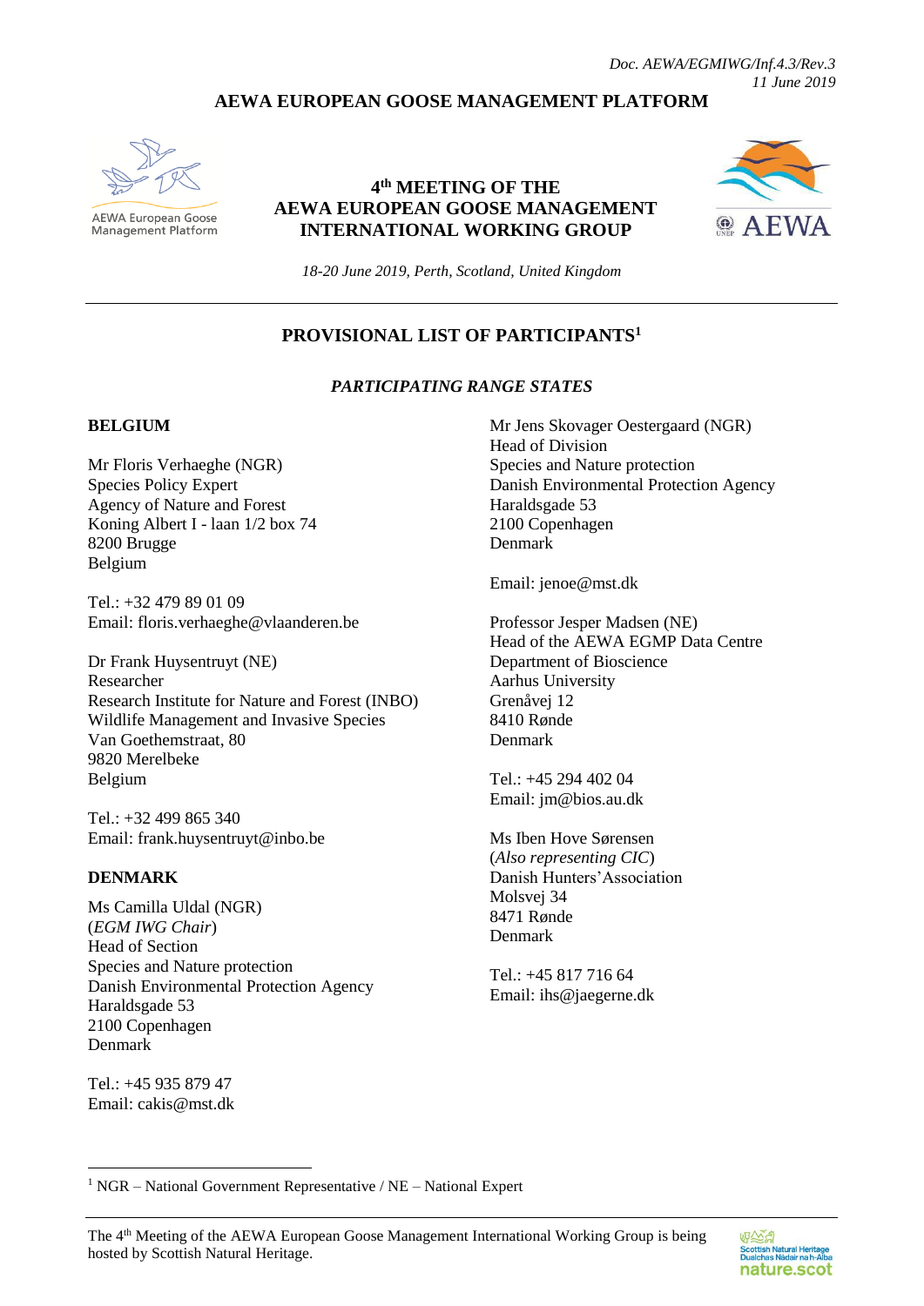*Doc. AEWA/EGMIWG/Inf.4.3/Rev.3*
*11 June 2019*

**AEWA EUROPEAN GOOSE MANAGEMENT PLATFORM**

AEWA European Goose Management Platform

## 4th MEETING OF THE AEWA EUROPEAN GOOSE MANAGEMENT INTERNATIONAL WORKING GROUP

*18-20 June 2019, Perth, Scotland, United Kingdom*

---

## PROVISIONAL LIST OF PARTICIPANTS[1]

### *PARTICIPATING RANGE STATES*

**BELGIUM**

Mr Floris Verhaeghe (NGR)
Species Policy Expert
Agency of Nature and Forest
Koning Albert I - laan 1/2 box 74
8200 Brugge
Belgium

Tel.: +32 479 89 01 09
Email: floris.verhaeghe@vlaanderen.be

Dr Frank Huysentruyt (NE)
Researcher
Research Institute for Nature and Forest (INBO)
Wildlife Management and Invasive Species
Van Goethemstraat, 80
9820 Merelbeke
Belgium

Tel.: +32 499 865 340
Email: frank.huysentruyt@inbo.be

**DENMARK**

Ms Camilla Uldal (NGR)
(*EGM IWG Chair*)
Head of Section
Species and Nature protection
Danish Environmental Protection Agency
Haraldsgade 53
2100 Copenhagen
Denmark

Tel.: +45 935 879 47
Email: cakis@mst.dk

Mr Jens Skovager Oestergaard (NGR)
Head of Division
Species and Nature protection
Danish Environmental Protection Agency
Haraldsgade 53
2100 Copenhagen
Denmark

Email: jenoe@mst.dk

Professor Jesper Madsen (NE)
Head of the AEWA EGMP Data Centre
Department of Bioscience
Aarhus University
Grenåvej 12
8410 Rønde
Denmark

Tel.: +45 294 402 04
Email: jm@bios.au.dk

Ms Iben Hove Sørensen
(*Also representing CIC*)
Danish Hunters' Association
Molsvej 34
8471 Rønde
Denmark

Tel.: +45 817 716 64
Email: ihs@jaegerne.dk

---

[1] NGR – National Government Representative / NE – National Expert

The 4th Meeting of the AEWA European Goose Management International Working Group is being hosted by Scottish Natural Heritage.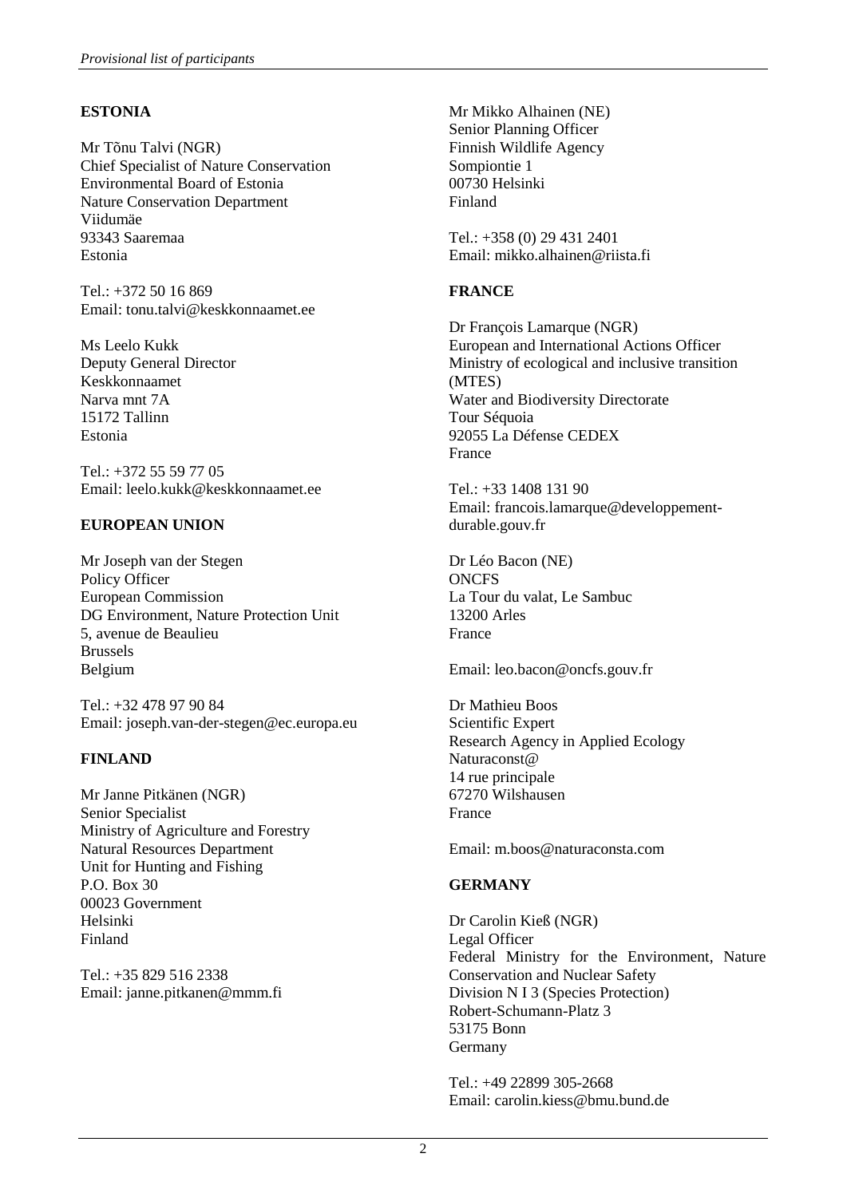**ESTONIA**

Mr Tõnu Talvi (NGR)
Chief Specialist of Nature Conservation
Environmental Board of Estonia
Nature Conservation Department
Viidumäe
93343 Saaremaa
Estonia

Tel.: +372 50 16 869
Email: tonu.talvi@keskkonnaamet.ee

Ms Leelo Kukk
Deputy General Director
Keskkonnaamet
Narva mnt 7A
15172 Tallinn
Estonia

Tel.: +372 55 59 77 05
Email: leelo.kukk@keskkonnaamet.ee

**EUROPEAN UNION**

Mr Joseph van der Stegen
Policy Officer
European Commission
DG Environment, Nature Protection Unit
5, avenue de Beaulieu
Brussels
Belgium

Tel.: +32 478 97 90 84
Email: joseph.van-der-stegen@ec.europa.eu

**FINLAND**

Mr Janne Pitkänen (NGR)
Senior Specialist
Ministry of Agriculture and Forestry
Natural Resources Department
Unit for Hunting and Fishing
P.O. Box 30
00023 Government
Helsinki
Finland

Tel.: +35 829 516 2338
Email: janne.pitkanen@mmm.fi

Mr Mikko Alhainen (NE)
Senior Planning Officer
Finnish Wildlife Agency
Sompiontie 1
00730 Helsinki
Finland

Tel.: +358 (0) 29 431 2401
Email: mikko.alhainen@riista.fi

**FRANCE**

Dr François Lamarque (NGR)
European and International Actions Officer
Ministry of ecological and inclusive transition (MTES)
Water and Biodiversity Directorate
Tour Séquoia
92055 La Défense CEDEX
France

Tel.: +33 1408 131 90
Email: francois.lamarque@developpement-durable.gouv.fr

Dr Léo Bacon (NE)
ONCFS
La Tour du valat, Le Sambuc
13200 Arles
France

Email: leo.bacon@oncfs.gouv.fr

Dr Mathieu Boos
Scientific Expert
Research Agency in Applied Ecology
Naturaconst@
14 rue principale
67270 Wilshausen
France

Email: m.boos@naturaconsta.com

**GERMANY**

Dr Carolin Kieß (NGR)
Legal Officer
Federal Ministry for the Environment, Nature Conservation and Nuclear Safety
Division N I 3 (Species Protection)
Robert-Schumann-Platz 3
53175 Bonn
Germany

Tel.: +49 22899 305-2668
Email: carolin.kiess@bmu.bund.de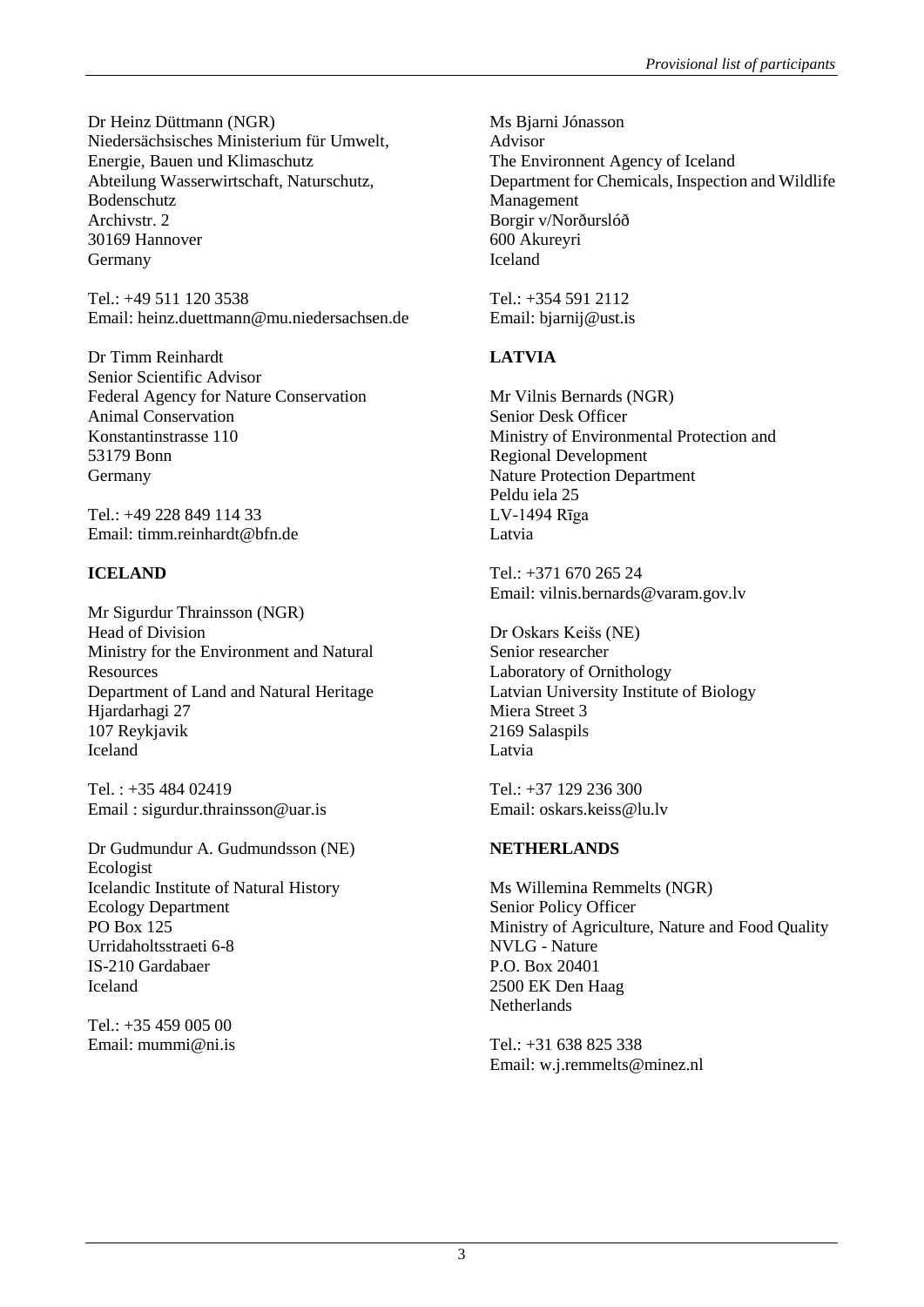Dr Heinz Düttmann (NGR)
Niedersächsisches Ministerium für Umwelt, Energie, Bauen und Klimaschutz
Abteilung Wasserwirtschaft, Naturschutz, Bodenschutz
Archivstr. 2
30169 Hannover
Germany

Tel.: +49 511 120 3538
Email: heinz.duettmann@mu.niedersachsen.de

Dr Timm Reinhardt
Senior Scientific Advisor
Federal Agency for Nature Conservation
Animal Conservation
Konstantinstrasse 110
53179 Bonn
Germany

Tel.: +49 228 849 114 33
Email: timm.reinhardt@bfn.de

**ICELAND**

Mr Sigurdur Thrainsson (NGR)
Head of Division
Ministry for the Environment and Natural Resources
Department of Land and Natural Heritage
Hjardarhagi 27
107 Reykjavik
Iceland

Tel. : +35 484 02419
Email : sigurdur.thrainsson@uar.is

Dr Gudmundur A. Gudmundsson (NE)
Ecologist
Icelandic Institute of Natural History
Ecology Department
PO Box 125
Urridaholtsstraeti 6-8
IS-210 Gardabaer
Iceland

Tel.: +35 459 005 00
Email: mummi@ni.is

Ms Bjarni Jónasson
Advisor
The Environnent Agency of Iceland
Department for Chemicals, Inspection and Wildlife Management
Borgir v/Norðurslóð
600 Akureyri
Iceland

Tel.: +354 591 2112
Email: bjarnij@ust.is

**LATVIA**

Mr Vilnis Bernards (NGR)
Senior Desk Officer
Ministry of Environmental Protection and Regional Development
Nature Protection Department
Peldu iela 25
LV-1494 Rīga
Latvia

Tel.: +371 670 265 24
Email: vilnis.bernards@varam.gov.lv

Dr Oskars Keišs (NE)
Senior researcher
Laboratory of Ornithology
Latvian University Institute of Biology
Miera Street 3
2169 Salaspils
Latvia

Tel.: +37 129 236 300
Email: oskars.keiss@lu.lv

**NETHERLANDS**

Ms Willemina Remmelts (NGR)
Senior Policy Officer
Ministry of Agriculture, Nature and Food Quality
NVLG - Nature
P.O. Box 20401
2500 EK Den Haag
Netherlands

Tel.: +31 638 825 338
Email: w.j.remmelts@minez.nl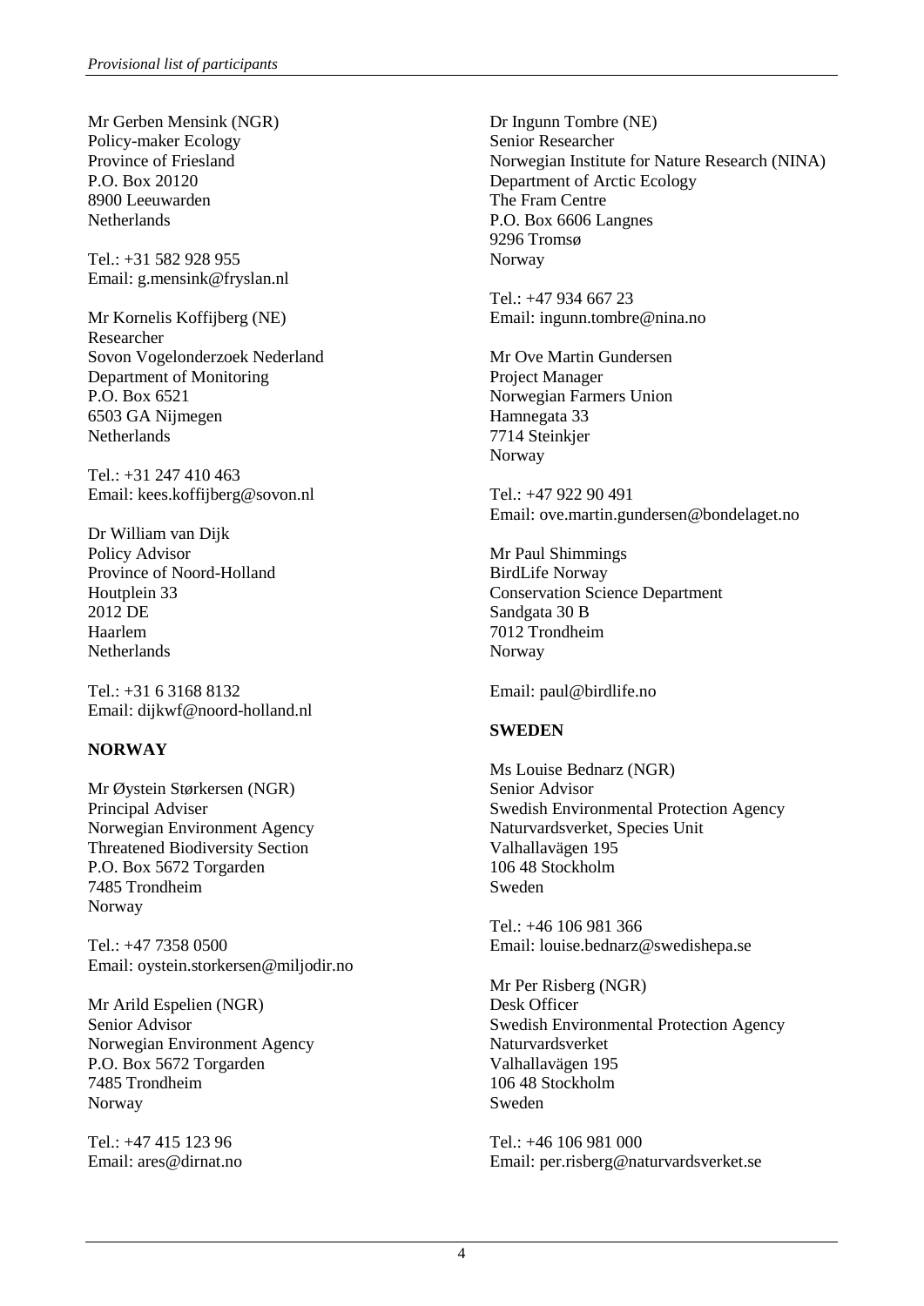Mr Gerben Mensink (NGR)
Policy-maker Ecology
Province of Friesland
P.O. Box 20120
8900 Leeuwarden
Netherlands

Tel.: +31 582 928 955
Email: g.mensink@fryslan.nl

Mr Kornelis Koffijberg (NE)
Researcher
Sovon Vogelonderzoek Nederland
Department of Monitoring
P.O. Box 6521
6503 GA Nijmegen
Netherlands

Tel.: +31 247 410 463
Email: kees.koffijberg@sovon.nl

Dr William van Dijk
Policy Advisor
Province of Noord-Holland
Houtplein 33
2012 DE
Haarlem
Netherlands

Tel.: +31 6 3168 8132
Email: dijkwf@noord-holland.nl

**NORWAY**

Mr Øystein Størkersen (NGR)
Principal Adviser
Norwegian Environment Agency
Threatened Biodiversity Section
P.O. Box 5672 Torgarden
7485 Trondheim
Norway

Tel.: +47 7358 0500
Email: oystein.storkersen@miljodir.no

Mr Arild Espelien (NGR)
Senior Advisor
Norwegian Environment Agency
P.O. Box 5672 Torgarden
7485 Trondheim
Norway

Tel.: +47 415 123 96
Email: ares@dirnat.no

Dr Ingunn Tombre (NE)
Senior Researcher
Norwegian Institute for Nature Research (NINA)
Department of Arctic Ecology
The Fram Centre
P.O. Box 6606 Langnes
9296 Tromsø
Norway

Tel.: +47 934 667 23
Email: ingunn.tombre@nina.no

Mr Ove Martin Gundersen
Project Manager
Norwegian Farmers Union
Hamnegata 33
7714 Steinkjer
Norway

Tel.: +47 922 90 491
Email: ove.martin.gundersen@bondelaget.no

Mr Paul Shimmings
BirdLife Norway
Conservation Science Department
Sandgata 30 B
7012 Trondheim
Norway

Email: paul@birdlife.no

**SWEDEN**

Ms Louise Bednarz (NGR)
Senior Advisor
Swedish Environmental Protection Agency
Naturvardsverket, Species Unit
Valhallavägen 195
106 48 Stockholm
Sweden

Tel.: +46 106 981 366
Email: louise.bednarz@swedishepa.se

Mr Per Risberg (NGR)
Desk Officer
Swedish Environmental Protection Agency
Naturvardsverket
Valhallavägen 195
106 48 Stockholm
Sweden

Tel.: +46 106 981 000
Email: per.risberg@naturvardsverket.se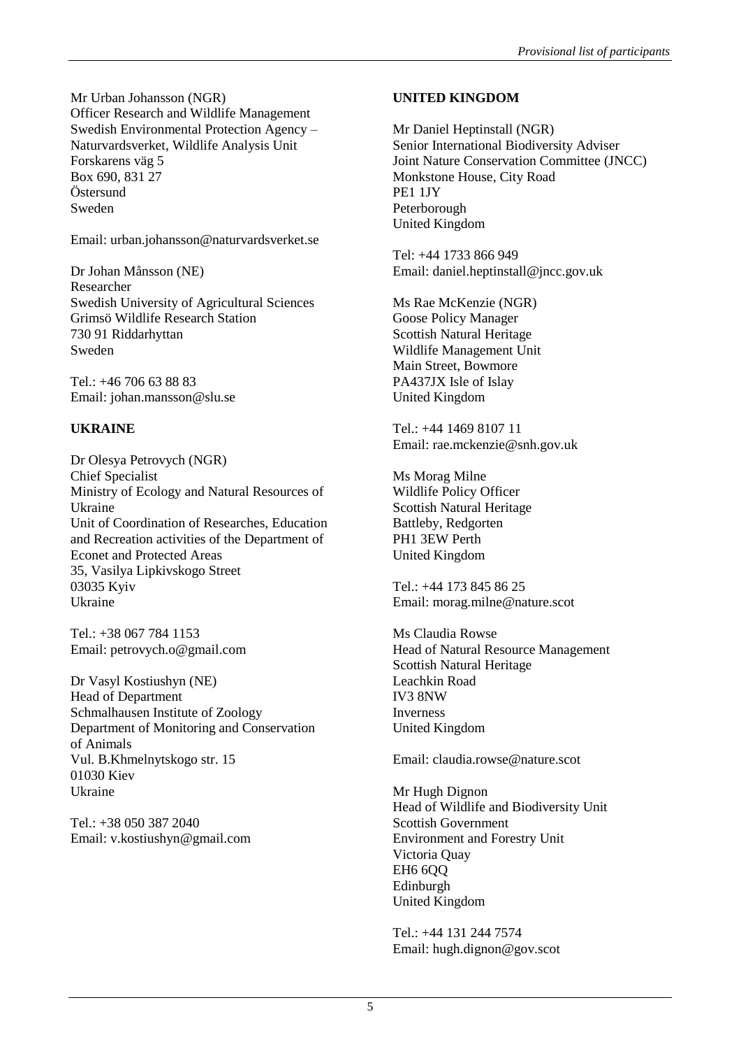Mr Urban Johansson (NGR)
Officer Research and Wildlife Management
Swedish Environmental Protection Agency – Naturvardsverket, Wildlife Analysis Unit
Forskarens väg 5
Box 690, 831 27
Östersund
Sweden

Email: urban.johansson@naturvardsverket.se

Dr Johan Månsson (NE)
Researcher
Swedish University of Agricultural Sciences
Grimsö Wildlife Research Station
730 91 Riddarhyttan
Sweden

Tel.: +46 706 63 88 83
Email: johan.mansson@slu.se

**UKRAINE**

Dr Olesya Petrovych (NGR)
Chief Specialist
Ministry of Ecology and Natural Resources of Ukraine
Unit of Coordination of Researches, Education and Recreation activities of the Department of Econet and Protected Areas
35, Vasilya Lipkivskogo Street
03035 Kyiv
Ukraine

Tel.: +38 067 784 1153
Email: petrovych.o@gmail.com

Dr Vasyl Kostiushyn (NE)
Head of Department
Schmalhausen Institute of Zoology
Department of Monitoring and Conservation of Animals
Vul. B.Khmelnytskogo str. 15
01030 Kiev
Ukraine

Tel.: +38 050 387 2040
Email: v.kostiushyn@gmail.com

**UNITED KINGDOM**

Mr Daniel Heptinstall (NGR)
Senior International Biodiversity Adviser
Joint Nature Conservation Committee (JNCC)
Monkstone House, City Road
PE1 1JY
Peterborough
United Kingdom

Tel: +44 1733 866 949
Email: daniel.heptinstall@jncc.gov.uk

Ms Rae McKenzie (NGR)
Goose Policy Manager
Scottish Natural Heritage
Wildlife Management Unit
Main Street, Bowmore
PA437JX Isle of Islay
United Kingdom

Tel.: +44 1469 8107 11
Email: rae.mckenzie@snh.gov.uk

Ms Morag Milne
Wildlife Policy Officer
Scottish Natural Heritage
Battleby, Redgorten
PH1 3EW Perth
United Kingdom

Tel.: +44 173 845 86 25
Email: morag.milne@nature.scot

Ms Claudia Rowse
Head of Natural Resource Management
Scottish Natural Heritage
Leachkin Road
IV3 8NW
Inverness
United Kingdom

Email: claudia.rowse@nature.scot

Mr Hugh Dignon
Head of Wildlife and Biodiversity Unit
Scottish Government
Environment and Forestry Unit
Victoria Quay
EH6 6QQ
Edinburgh
United Kingdom

Tel.: +44 131 244 7574
Email: hugh.dignon@gov.scot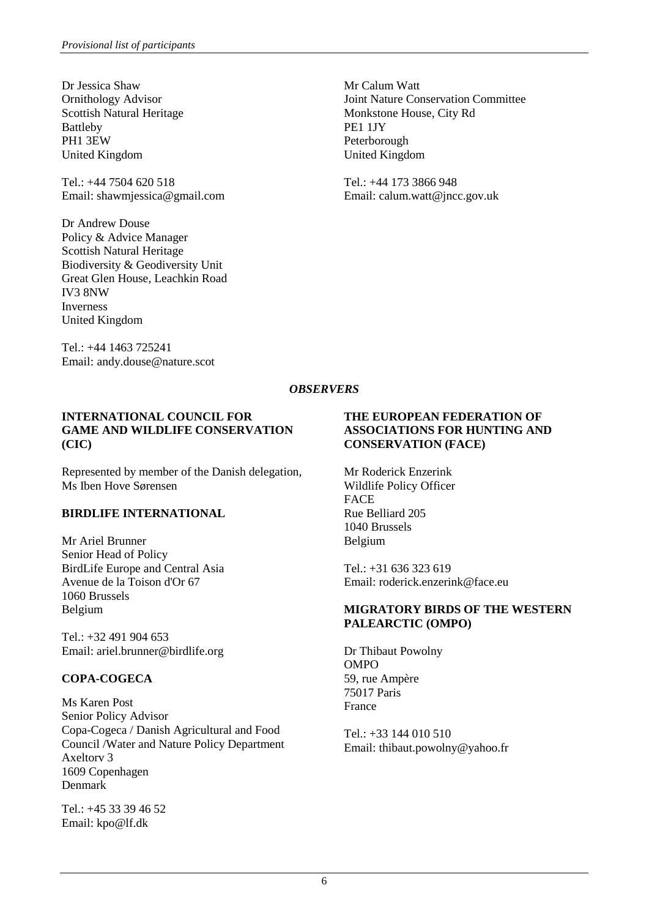Dr Jessica Shaw
Ornithology Advisor
Scottish Natural Heritage
Battleby
PH1 3EW
United Kingdom

Tel.: +44 7504 620 518
Email: shawmjessica@gmail.com

Dr Andrew Douse
Policy & Advice Manager
Scottish Natural Heritage
Biodiversity & Geodiversity Unit
Great Glen House, Leachkin Road
IV3 8NW
Inverness
United Kingdom

Tel.: +44 1463 725241
Email: andy.douse@nature.scot

Mr Calum Watt
Joint Nature Conservation Committee
Monkstone House, City Rd
PE1 1JY
Peterborough
United Kingdom

Tel.: +44 173 3866 948
Email: calum.watt@jncc.gov.uk

## *OBSERVERS*

### INTERNATIONAL COUNCIL FOR GAME AND WILDLIFE CONSERVATION (CIC)

Represented by member of the Danish delegation, Ms Iben Hove Sørensen

### BIRDLIFE INTERNATIONAL

Mr Ariel Brunner
Senior Head of Policy
BirdLife Europe and Central Asia
Avenue de la Toison d'Or 67
1060 Brussels
Belgium

Tel.: +32 491 904 653
Email: ariel.brunner@birdlife.org

### COPA-COGECA

Ms Karen Post
Senior Policy Advisor
Copa-Cogeca / Danish Agricultural and Food Council /Water and Nature Policy Department
Axeltorv 3
1609 Copenhagen
Denmark

Tel.: +45 33 39 46 52
Email: kpo@lf.dk

### THE EUROPEAN FEDERATION OF ASSOCIATIONS FOR HUNTING AND CONSERVATION (FACE)

Mr Roderick Enzerink
Wildlife Policy Officer
FACE
Rue Belliard 205
1040 Brussels
Belgium

Tel.: +31 636 323 619
Email: roderick.enzerink@face.eu

### MIGRATORY BIRDS OF THE WESTERN PALEARCTIC (OMPO)

Dr Thibaut Powolny
OMPO
59, rue Ampère
75017 Paris
France

Tel.: +33 144 010 510
Email: thibaut.powolny@yahoo.fr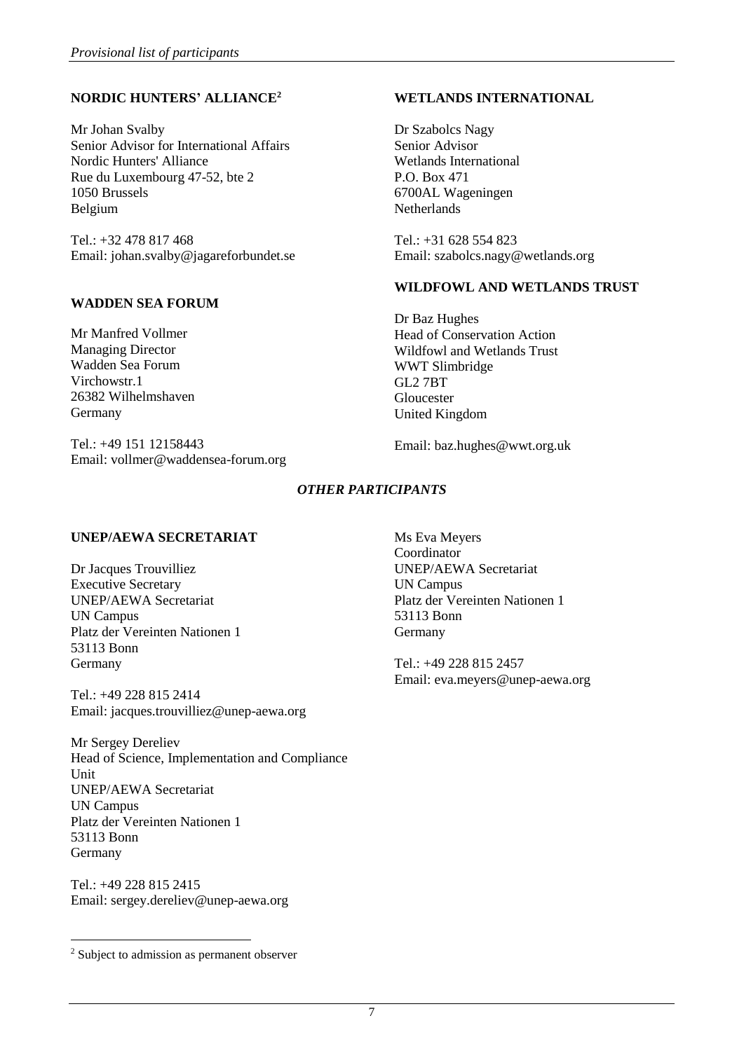## NORDIC HUNTERS' ALLIANCE[2]

Mr Johan Svalby
Senior Advisor for International Affairs
Nordic Hunters' Alliance
Rue du Luxembourg 47-52, bte 2
1050 Brussels
Belgium

Tel.: +32 478 817 468
Email: johan.svalby@jagareforbundet.se

## WADDEN SEA FORUM

Mr Manfred Vollmer
Managing Director
Wadden Sea Forum
Virchowstr.1
26382 Wilhelmshaven
Germany

Tel.: +49 151 12158443
Email: vollmer@waddensea-forum.org

## WETLANDS INTERNATIONAL

Dr Szabolcs Nagy
Senior Advisor
Wetlands International
P.O. Box 471
6700AL Wageningen
Netherlands

Tel.: +31 628 554 823
Email: szabolcs.nagy@wetlands.org

## WILDFOWL AND WETLANDS TRUST

Dr Baz Hughes
Head of Conservation Action
Wildfowl and Wetlands Trust
WWT Slimbridge
GL2 7BT
Gloucester
United Kingdom

Email: baz.hughes@wwt.org.uk

# *OTHER PARTICIPANTS*

## UNEP/AEWA SECRETARIAT

Dr Jacques Trouvilliez
Executive Secretary
UNEP/AEWA Secretariat
UN Campus
Platz der Vereinten Nationen 1
53113 Bonn
Germany

Tel.: +49 228 815 2414
Email: jacques.trouvilliez@unep-aewa.org

Mr Sergey Dereliev
Head of Science, Implementation and Compliance Unit
UNEP/AEWA Secretariat
UN Campus
Platz der Vereinten Nationen 1
53113 Bonn
Germany

Tel.: +49 228 815 2415
Email: sergey.dereliev@unep-aewa.org

Ms Eva Meyers
Coordinator
UNEP/AEWA Secretariat
UN Campus
Platz der Vereinten Nationen 1
53113 Bonn
Germany

Tel.: +49 228 815 2457
Email: eva.meyers@unep-aewa.org

[2] Subject to admission as permanent observer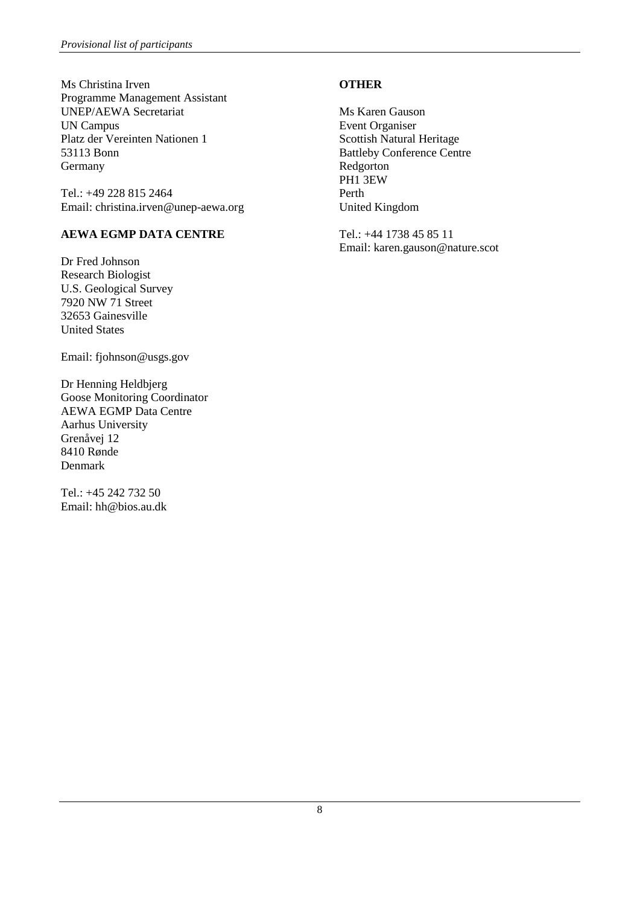Ms Christina Irven
Programme Management Assistant
UNEP/AEWA Secretariat
UN Campus
Platz der Vereinten Nationen 1
53113 Bonn
Germany

Tel.: +49 228 815 2464
Email: christina.irven@unep-aewa.org

**AEWA EGMP DATA CENTRE**

Dr Fred Johnson
Research Biologist
U.S. Geological Survey
7920 NW 71 Street
32653 Gainesville
United States

Email: fjohnson@usgs.gov

Dr Henning Heldbjerg
Goose Monitoring Coordinator
AEWA EGMP Data Centre
Aarhus University
Grenåvej 12
8410 Rønde
Denmark

Tel.: +45 242 732 50
Email: hh@bios.au.dk

**OTHER**

Ms Karen Gauson
Event Organiser
Scottish Natural Heritage
Battleby Conference Centre
Redgorton
PH1 3EW
Perth
United Kingdom

Tel.: +44 1738 45 85 11
Email: karen.gauson@nature.scot